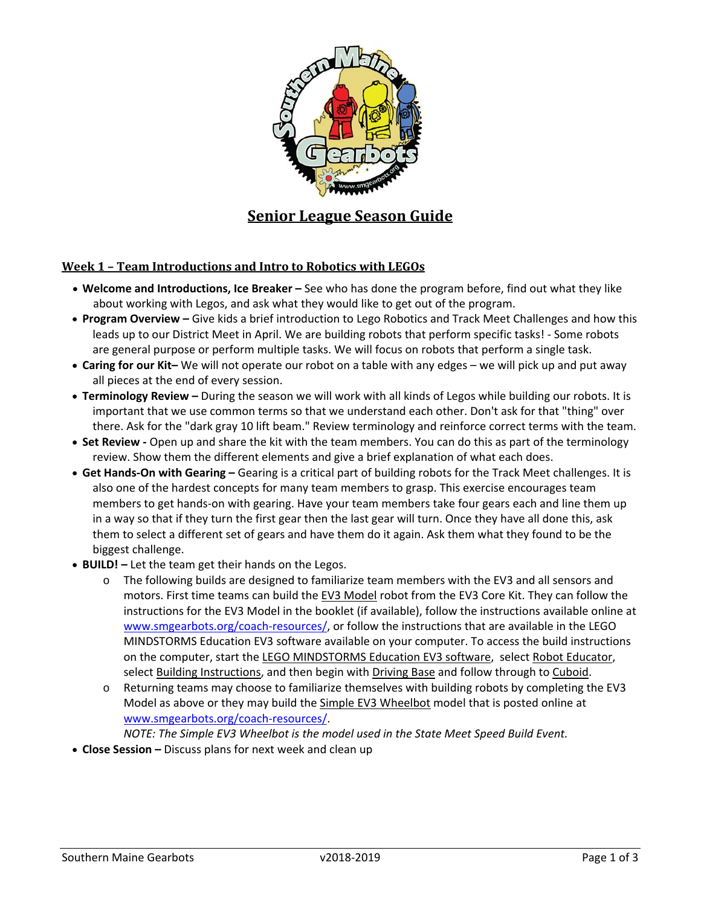# Senior League Season Guide

## Week 1 – Team Introductions and Intro to Robotics with LEGOs

- **Welcome and Introductions, Ice Breaker –** See who has done the program before, find out what they like about working with Legos, and ask what they would like to get out of the program.
- **Program Overview –** Give kids a brief introduction to Lego Robotics and Track Meet Challenges and how this leads up to our District Meet in April. We are building robots that perform specific tasks! - Some robots are general purpose or perform multiple tasks. We will focus on robots that perform a single task.
- **Caring for our Kit–** We will not operate our robot on a table with any edges – we will pick up and put away all pieces at the end of every session.
- **Terminology Review –** During the season we will work with all kinds of Legos while building our robots. It is important that we use common terms so that we understand each other. Don't ask for that "thing" over there. Ask for the "dark gray 10 lift beam." Review terminology and reinforce correct terms with the team.
- **Set Review -** Open up and share the kit with the team members. You can do this as part of the terminology review. Show them the different elements and give a brief explanation of what each does.
- **Get Hands-On with Gearing –** Gearing is a critical part of building robots for the Track Meet challenges. It is also one of the hardest concepts for many team members to grasp. This exercise encourages team members to get hands-on with gearing. Have your team members take four gears each and line them up in a way so that if they turn the first gear then the last gear will turn. Once they have all done this, ask them to select a different set of gears and have them do it again. Ask them what they found to be the biggest challenge.
- **BUILD! –** Let the team get their hands on the Legos.
    - The following builds are designed to familiarize team members with the EV3 and all sensors and motors. First time teams can build the EV3 Model robot from the EV3 Core Kit. They can follow the instructions for the EV3 Model in the booklet (if available), follow the instructions available online at [www.smgearbots.org/coach-resources/](http://www.smgearbots.org/coach-resources/), or follow the instructions that are available in the LEGO MINDSTORMS Education EV3 software available on your computer. To access the build instructions on the computer, start the LEGO MINDSTORMS Education EV3 software, select Robot Educator, select Building Instructions, and then begin with Driving Base and follow through to Cuboid.
    - Returning teams may choose to familiarize themselves with building robots by completing the EV3 Model as above or they may build the Simple EV3 Wheelbot model that is posted online at [www.smgearbots.org/coach-resources/](http://www.smgearbots.org/coach-resources/).
      *NOTE: The Simple EV3 Wheelbot is the model used in the State Meet Speed Build Event.*
- **Close Session –** Discuss plans for next week and clean up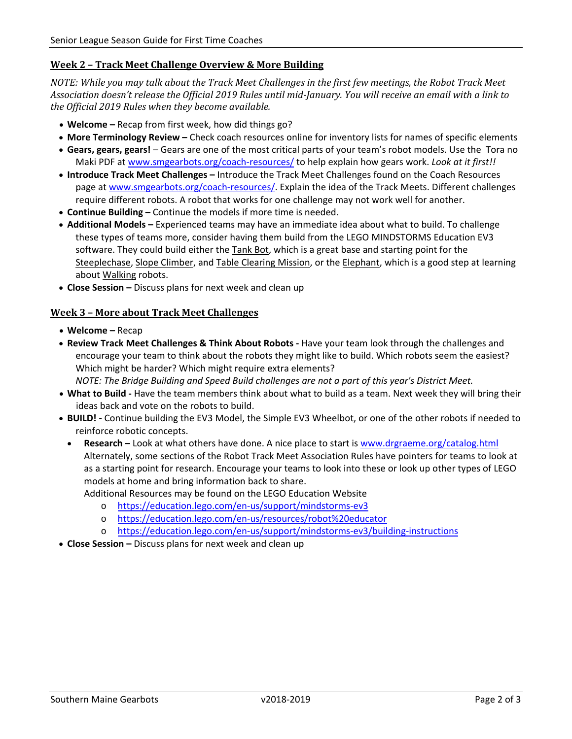## Week 2 – Track Meet Challenge Overview & More Building

*NOTE: While you may talk about the Track Meet Challenges in the first few meetings, the Robot Track Meet Association doesn't release the Official 2019 Rules until mid-January. You will receive an email with a link to the Official 2019 Rules when they become available.*

- **Welcome –** Recap from first week, how did things go?
- **More Terminology Review –** Check coach resources online for inventory lists for names of specific elements
- **Gears, gears, gears!** – Gears are one of the most critical parts of your team's robot models. Use the Tora no Maki PDF at www.smgearbots.org/coach-resources/ to help explain how gears work. *Look at it first!!*
- **Introduce Track Meet Challenges –** Introduce the Track Meet Challenges found on the Coach Resources page at www.smgearbots.org/coach-resources/. Explain the idea of the Track Meets. Different challenges require different robots. A robot that works for one challenge may not work well for another.
- **Continue Building –** Continue the models if more time is needed.
- **Additional Models –** Experienced teams may have an immediate idea about what to build. To challenge these types of teams more, consider having them build from the LEGO MINDSTORMS Education EV3 software. They could build either the Tank Bot, which is a great base and starting point for the Steeplechase, Slope Climber, and Table Clearing Mission, or the Elephant, which is a good step at learning about Walking robots.
- **Close Session –** Discuss plans for next week and clean up

## Week 3 – More about Track Meet Challenges

- **Welcome –** Recap
- **Review Track Meet Challenges & Think About Robots -** Have your team look through the challenges and encourage your team to think about the robots they might like to build. Which robots seem the easiest? Which might be harder? Which might require extra elements?
  *NOTE: The Bridge Building and Speed Build challenges are not a part of this year's District Meet.*
- **What to Build -** Have the team members think about what to build as a team. Next week they will bring their ideas back and vote on the robots to build.
- **BUILD! -** Continue building the EV3 Model, the Simple EV3 Wheelbot, or one of the other robots if needed to reinforce robotic concepts.
  - **Research –** Look at what others have done. A nice place to start is www.drgraeme.org/catalog.html Alternately, some sections of the Robot Track Meet Association Rules have pointers for teams to look at as a starting point for research. Encourage your teams to look into these or look up other types of LEGO models at home and bring information back to share.
    Additional Resources may be found on the LEGO Education Website
    - https://education.lego.com/en-us/support/mindstorms-ev3
    - https://education.lego.com/en-us/resources/robot%20educator
    - https://education.lego.com/en-us/support/mindstorms-ev3/building-instructions
- **Close Session –** Discuss plans for next week and clean up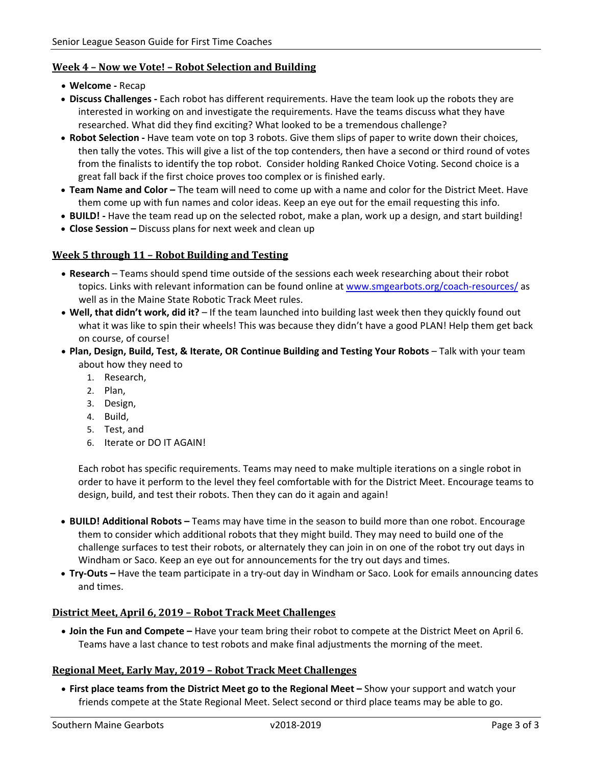## Week 4 – Now we Vote! – Robot Selection and Building

- **Welcome -** Recap
- **Discuss Challenges -** Each robot has different requirements. Have the team look up the robots they are interested in working on and investigate the requirements. Have the teams discuss what they have researched. What did they find exciting? What looked to be a tremendous challenge?
- **Robot Selection -** Have team vote on top 3 robots. Give them slips of paper to write down their choices, then tally the votes. This will give a list of the top contenders, then have a second or third round of votes from the finalists to identify the top robot. Consider holding Ranked Choice Voting. Second choice is a great fall back if the first choice proves too complex or is finished early.
- **Team Name and Color –** The team will need to come up with a name and color for the District Meet. Have them come up with fun names and color ideas. Keep an eye out for the email requesting this info.
- **BUILD! -** Have the team read up on the selected robot, make a plan, work up a design, and start building!
- **Close Session –** Discuss plans for next week and clean up

## Week 5 through 11 – Robot Building and Testing

- **Research** – Teams should spend time outside of the sessions each week researching about their robot topics. Links with relevant information can be found online at [www.smgearbots.org/coach-resources/](www.smgearbots.org/coach-resources/) as well as in the Maine State Robotic Track Meet rules.
- **Well, that didn't work, did it?** – If the team launched into building last week then they quickly found out what it was like to spin their wheels! This was because they didn't have a good PLAN! Help them get back on course, of course!
- **Plan, Design, Build, Test, & Iterate, OR Continue Building and Testing Your Robots** – Talk with your team about how they need to
  1. Research,
  2. Plan,
  3. Design,
  4. Build,
  5. Test, and
  6. Iterate or DO IT AGAIN!

  Each robot has specific requirements. Teams may need to make multiple iterations on a single robot in order to have it perform to the level they feel comfortable with for the District Meet. Encourage teams to design, build, and test their robots. Then they can do it again and again!

- **BUILD! Additional Robots –** Teams may have time in the season to build more than one robot. Encourage them to consider which additional robots that they might build. They may need to build one of the challenge surfaces to test their robots, or alternately they can join in on one of the robot try out days in Windham or Saco. Keep an eye out for announcements for the try out days and times.
- **Try-Outs –** Have the team participate in a try-out day in Windham or Saco. Look for emails announcing dates and times.

## District Meet, April 6, 2019 – Robot Track Meet Challenges

- **Join the Fun and Compete –** Have your team bring their robot to compete at the District Meet on April 6. Teams have a last chance to test robots and make final adjustments the morning of the meet.

## Regional Meet, Early May, 2019 – Robot Track Meet Challenges

- **First place teams from the District Meet go to the Regional Meet –** Show your support and watch your friends compete at the State Regional Meet. Select second or third place teams may be able to go.